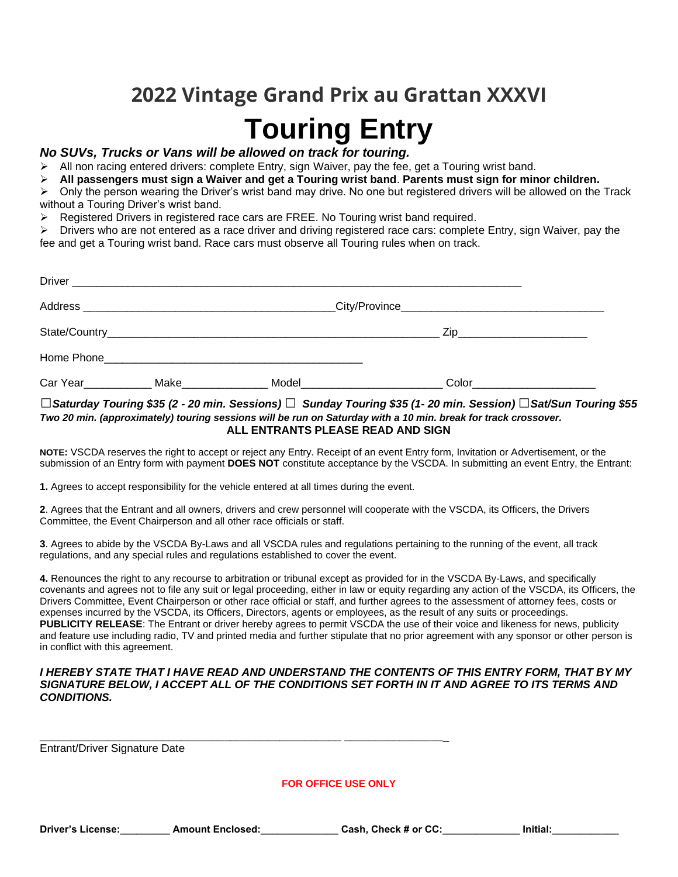## 2022 Vintage Grand Prix au Grattan XXXVI

# Touring Entry

***No SUVs, Trucks or Vans will be allowed on track for touring.***

- All non racing entered drivers: complete Entry, sign Waiver, pay the fee, get a Touring wrist band.
- **All passengers must sign a Waiver and get a Touring wrist band**. **Parents must sign for minor children.**
- Only the person wearing the Driver's wrist band may drive. No one but registered drivers will be allowed on the Track without a Touring Driver's wrist band.
- Registered Drivers in registered race cars are FREE. No Touring wrist band required.
- Drivers who are not entered as a race driver and driving registered race cars: complete Entry, sign Waiver, pay the fee and get a Touring wrist band. Race cars must observe all Touring rules when on track.

Driver ___________________________________________________________________________

Address ___________________________________________City/Province_________________________________

State/Country________________________________________________________ Zip_____________________

Home Phone____________________________________________

Car Year___________ Make______________ Model_______________________ Color____________________

☐***Saturday Touring $35 (2 - 20 min. Sessions)*** ☐ ***Sunday Touring $35 (1- 20 min. Session)*** ☐***Sat/Sun Touring $55***

***Two 20 min. (approximately) touring sessions will be run on Saturday with a 10 min. break for track crossover.***

**ALL ENTRANTS PLEASE READ AND SIGN**

**NOTE:** VSCDA reserves the right to accept or reject any Entry. Receipt of an event Entry form, Invitation or Advertisement, or the submission of an Entry form with payment **DOES NOT** constitute acceptance by the VSCDA. In submitting an event Entry, the Entrant:

**1.** Agrees to accept responsibility for the vehicle entered at all times during the event.

**2**. Agrees that the Entrant and all owners, drivers and crew personnel will cooperate with the VSCDA, its Officers, the Drivers Committee, the Event Chairperson and all other race officials or staff.

**3**. Agrees to abide by the VSCDA By-Laws and all VSCDA rules and regulations pertaining to the running of the event, all track regulations, and any special rules and regulations established to cover the event.

**4.** Renounces the right to any recourse to arbitration or tribunal except as provided for in the VSCDA By-Laws, and specifically covenants and agrees not to file any suit or legal proceeding, either in law or equity regarding any action of the VSCDA, its Officers, the Drivers Committee, Event Chairperson or other race official or staff, and further agrees to the assessment of attorney fees, costs or expenses incurred by the VSCDA, its Officers, Directors, agents or employees, as the result of any suits or proceedings.
**PUBLICITY RELEASE**: The Entrant or driver hereby agrees to permit VSCDA the use of their voice and likeness for news, publicity and feature use including radio, TV and printed media and further stipulate that no prior agreement with any sponsor or other person is in conflict with this agreement.

***I HEREBY STATE THAT I HAVE READ AND UNDERSTAND THE CONTENTS OF THIS ENTRY FORM, THAT BY MY SIGNATURE BELOW, I ACCEPT ALL OF THE CONDITIONS SET FORTH IN IT AND AGREE TO ITS TERMS AND CONDITIONS.***

_____________________________________________________ _________________

Entrant/Driver Signature Date

**FOR OFFICE USE ONLY**

**Driver's License:_________ Amount Enclosed:______________ Cash, Check # or CC:______________ Initial:____________**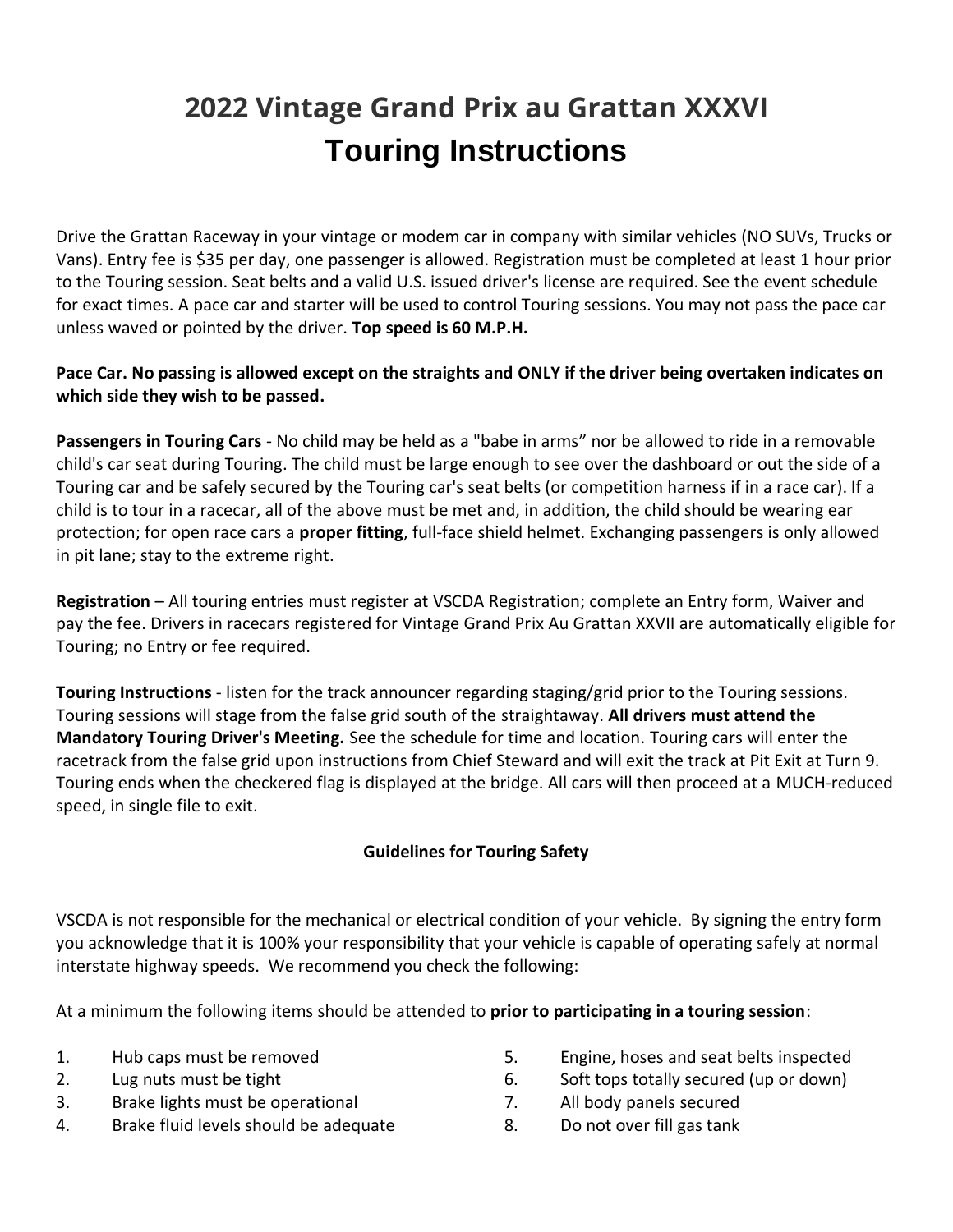# 2022 Vintage Grand Prix au Grattan XXXVI

## Touring Instructions

Drive the Grattan Raceway in your vintage or modem car in company with similar vehicles (NO SUVs, Trucks or Vans). Entry fee is $35 per day, one passenger is allowed. Registration must be completed at least 1 hour prior to the Touring session. Seat belts and a valid U.S. issued driver's license are required. See the event schedule for exact times. A pace car and starter will be used to control Touring sessions. You may not pass the pace car unless waved or pointed by the driver. **Top speed is 60 M.P.H.**

**Pace Car. No passing is allowed except on the straights and ONLY if the driver being overtaken indicates on which side they wish to be passed.**

**Passengers in Touring Cars** - No child may be held as a "babe in arms" nor be allowed to ride in a removable child's car seat during Touring. The child must be large enough to see over the dashboard or out the side of a Touring car and be safely secured by the Touring car's seat belts (or competition harness if in a race car). If a child is to tour in a racecar, all of the above must be met and, in addition, the child should be wearing ear protection; for open race cars a **proper fitting**, full-face shield helmet. Exchanging passengers is only allowed in pit lane; stay to the extreme right.

**Registration** – All touring entries must register at VSCDA Registration; complete an Entry form, Waiver and pay the fee. Drivers in racecars registered for Vintage Grand Prix Au Grattan XXVII are automatically eligible for Touring; no Entry or fee required.

**Touring Instructions** - listen for the track announcer regarding staging/grid prior to the Touring sessions. Touring sessions will stage from the false grid south of the straightaway. **All drivers must attend the Mandatory Touring Driver's Meeting.** See the schedule for time and location. Touring cars will enter the racetrack from the false grid upon instructions from Chief Steward and will exit the track at Pit Exit at Turn 9. Touring ends when the checkered flag is displayed at the bridge. All cars will then proceed at a MUCH-reduced speed, in single file to exit.

### Guidelines for Touring Safety

VSCDA is not responsible for the mechanical or electrical condition of your vehicle. By signing the entry form you acknowledge that it is 100% your responsibility that your vehicle is capable of operating safely at normal interstate highway speeds. We recommend you check the following:

At a minimum the following items should be attended to **prior to participating in a touring session**:

1. Hub caps must be removed
2. Lug nuts must be tight
3. Brake lights must be operational
4. Brake fluid levels should be adequate
5. Engine, hoses and seat belts inspected
6. Soft tops totally secured (up or down)
7. All body panels secured
8. Do not over fill gas tank